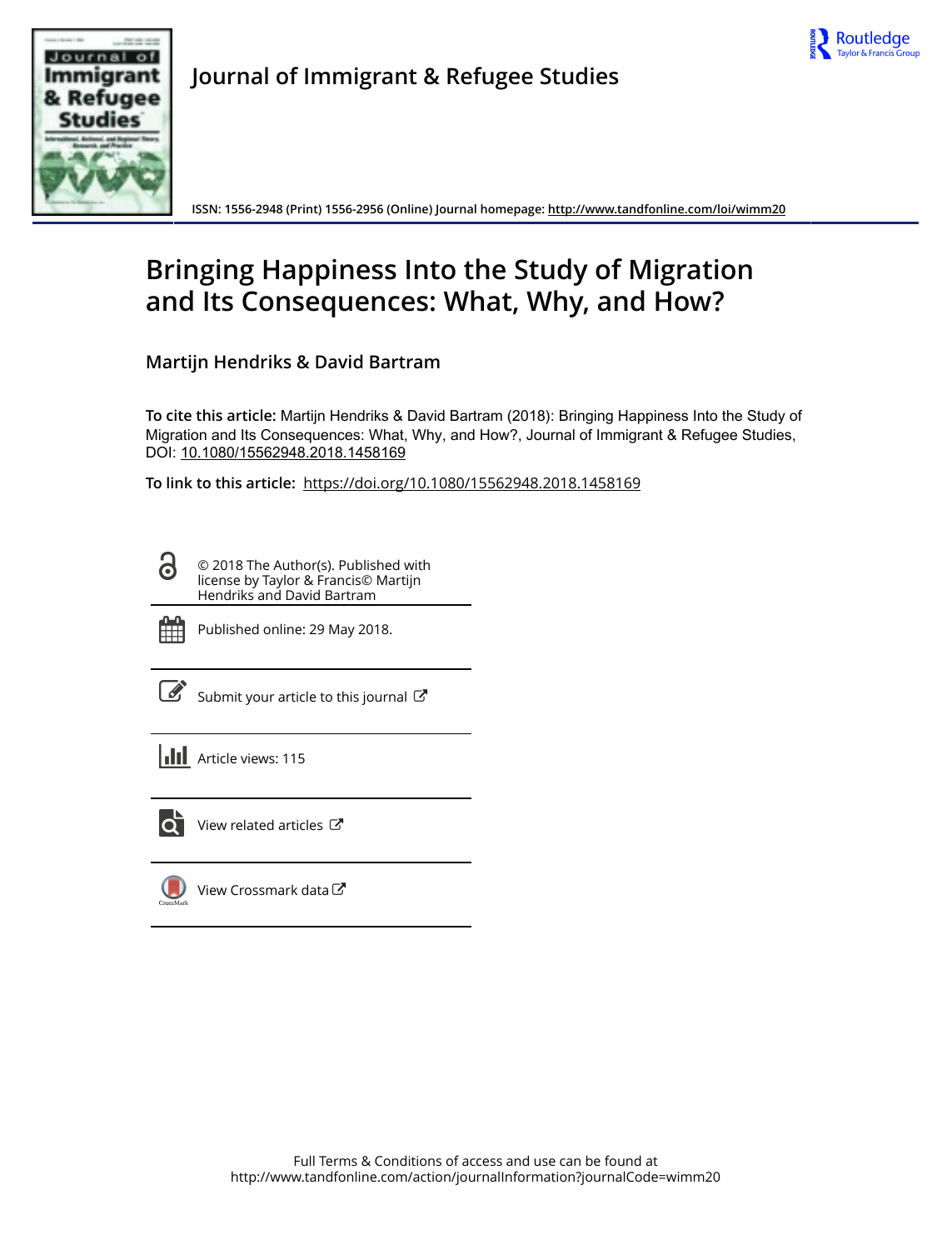# Journal of Immigrant & Refugee Studies

ISSN: 1556-2948 (Print) 1556-2956 (Online) Journal homepage: http://www.tandfonline.com/loi/wimm20

# Bringing Happiness Into the Study of Migration and Its Consequences: What, Why, and How?

**Martijn Hendriks & David Bartram**

**To cite this article:** Martijn Hendriks & David Bartram (2018): Bringing Happiness Into the Study of Migration and Its Consequences: What, Why, and How?, Journal of Immigrant & Refugee Studies, DOI: 10.1080/15562948.2018.1458169

**To link to this article:** https://doi.org/10.1080/15562948.2018.1458169

© 2018 The Author(s). Published with license by Taylor & Francis© Martijn Hendriks and David Bartram

Published online: 29 May 2018.

Submit your article to this journal

Article views: 115

View related articles

View Crossmark data

Full Terms & Conditions of access and use can be found at http://www.tandfonline.com/action/journalInformation?journalCode=wimm20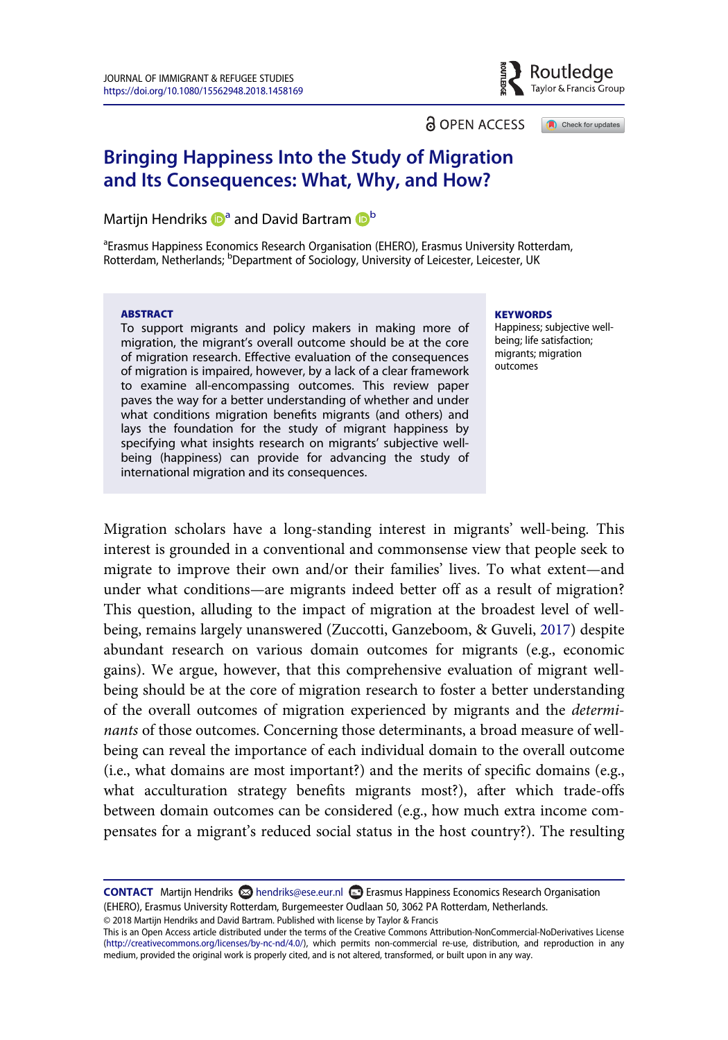# Bringing Happiness Into the Study of Migration and Its Consequences: What, Why, and How?

Martijn Hendriks [a] and David Bartram [b]

[a]Erasmus Happiness Economics Research Organisation (EHERO), Erasmus University Rotterdam, Rotterdam, Netherlands; [b]Department of Sociology, University of Leicester, Leicester, UK

**ABSTRACT**

To support migrants and policy makers in making more of migration, the migrant's overall outcome should be at the core of migration research. Effective evaluation of the consequences of migration is impaired, however, by a lack of a clear framework to examine all-encompassing outcomes. This review paper paves the way for a better understanding of whether and under what conditions migration benefits migrants (and others) and lays the foundation for the study of migrant happiness by specifying what insights research on migrants' subjective well-being (happiness) can provide for advancing the study of international migration and its consequences.

**KEYWORDS**

Happiness; subjective well-being; life satisfaction; migrants; migration outcomes

Migration scholars have a long-standing interest in migrants' well-being. This interest is grounded in a conventional and commonsense view that people seek to migrate to improve their own and/or their families' lives. To what extent—and under what conditions—are migrants indeed better off as a result of migration? This question, alluding to the impact of migration at the broadest level of well-being, remains largely unanswered (Zuccotti, Ganzeboom, & Guveli, 2017) despite abundant research on various domain outcomes for migrants (e.g., economic gains). We argue, however, that this comprehensive evaluation of migrant well-being should be at the core of migration research to foster a better understanding of the overall outcomes of migration experienced by migrants and the *determinants* of those outcomes. Concerning those determinants, a broad measure of well-being can reveal the importance of each individual domain to the overall outcome (i.e., what domains are most important?) and the merits of specific domains (e.g., what acculturation strategy benefits migrants most?), after which trade-offs between domain outcomes can be considered (e.g., how much extra income compensates for a migrant's reduced social status in the host country?). The resulting

**CONTACT** Martijn Hendriks hendriks@ese.eur.nl Erasmus Happiness Economics Research Organisation (EHERO), Erasmus University Rotterdam, Burgemeester Oudlaan 50, 3062 PA Rotterdam, Netherlands.

© 2018 Martijn Hendriks and David Bartram. Published with license by Taylor & Francis

This is an Open Access article distributed under the terms of the Creative Commons Attribution-NonCommercial-NoDerivatives License (http://creativecommons.org/licenses/by-nc-nd/4.0/), which permits non-commercial re-use, distribution, and reproduction in any medium, provided the original work is properly cited, and is not altered, transformed, or built upon in any way.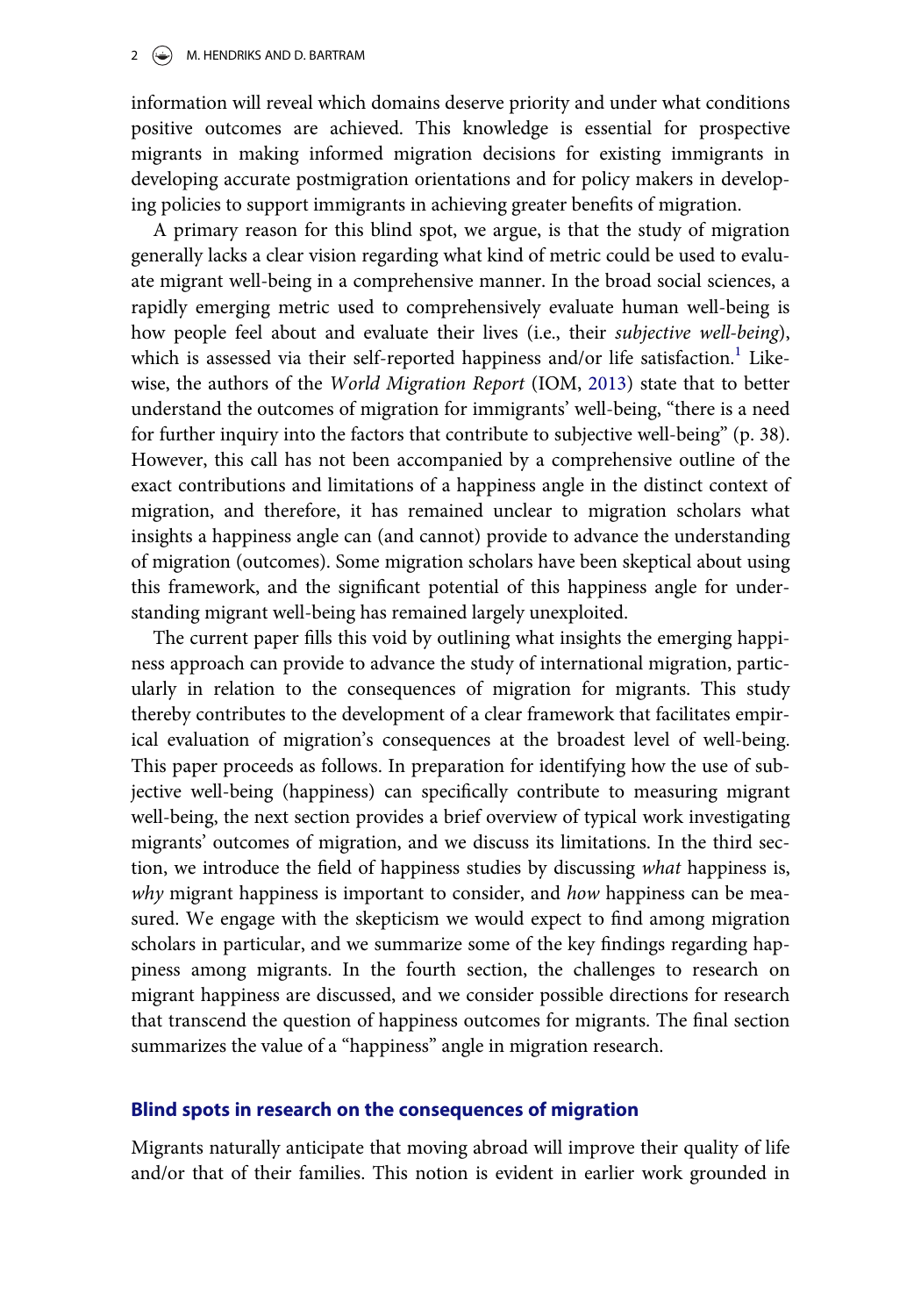information will reveal which domains deserve priority and under what conditions positive outcomes are achieved. This knowledge is essential for prospective migrants in making informed migration decisions for existing immigrants in developing accurate postmigration orientations and for policy makers in developing policies to support immigrants in achieving greater benefits of migration.

A primary reason for this blind spot, we argue, is that the study of migration generally lacks a clear vision regarding what kind of metric could be used to evaluate migrant well-being in a comprehensive manner. In the broad social sciences, a rapidly emerging metric used to comprehensively evaluate human well-being is how people feel about and evaluate their lives (i.e., their *subjective well-being*), which is assessed via their self-reported happiness and/or life satisfaction.[1] Likewise, the authors of the *World Migration Report* (IOM, 2013) state that to better understand the outcomes of migration for immigrants' well-being, "there is a need for further inquiry into the factors that contribute to subjective well-being" (p. 38). However, this call has not been accompanied by a comprehensive outline of the exact contributions and limitations of a happiness angle in the distinct context of migration, and therefore, it has remained unclear to migration scholars what insights a happiness angle can (and cannot) provide to advance the understanding of migration (outcomes). Some migration scholars have been skeptical about using this framework, and the significant potential of this happiness angle for understanding migrant well-being has remained largely unexploited.

The current paper fills this void by outlining what insights the emerging happiness approach can provide to advance the study of international migration, particularly in relation to the consequences of migration for migrants. This study thereby contributes to the development of a clear framework that facilitates empirical evaluation of migration's consequences at the broadest level of well-being. This paper proceeds as follows. In preparation for identifying how the use of subjective well-being (happiness) can specifically contribute to measuring migrant well-being, the next section provides a brief overview of typical work investigating migrants' outcomes of migration, and we discuss its limitations. In the third section, we introduce the field of happiness studies by discussing *what* happiness is, *why* migrant happiness is important to consider, and *how* happiness can be measured. We engage with the skepticism we would expect to find among migration scholars in particular, and we summarize some of the key findings regarding happiness among migrants. In the fourth section, the challenges to research on migrant happiness are discussed, and we consider possible directions for research that transcend the question of happiness outcomes for migrants. The final section summarizes the value of a "happiness" angle in migration research.

## Blind spots in research on the consequences of migration

Migrants naturally anticipate that moving abroad will improve their quality of life and/or that of their families. This notion is evident in earlier work grounded in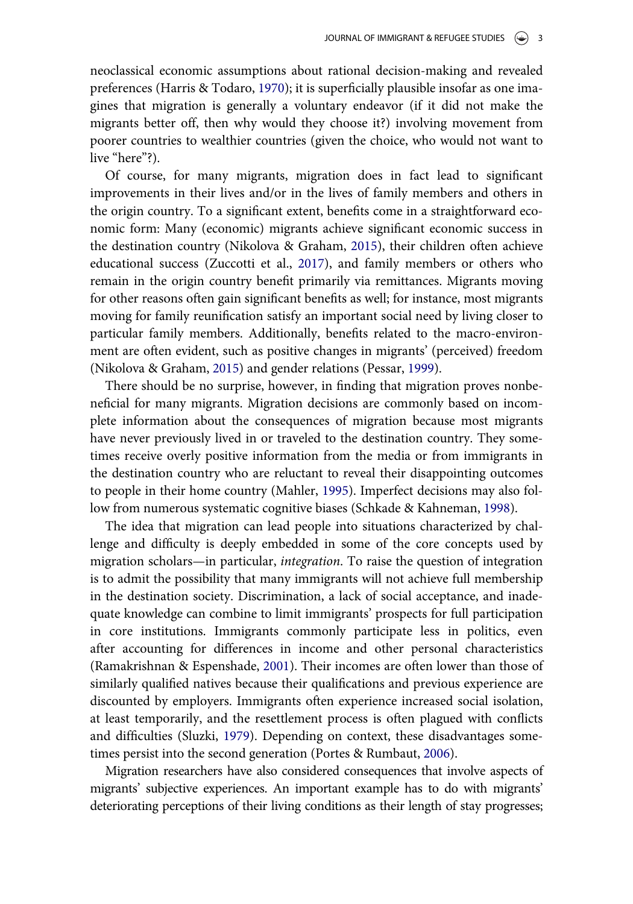neoclassical economic assumptions about rational decision-making and revealed preferences (Harris & Todaro, 1970); it is superficially plausible insofar as one imagines that migration is generally a voluntary endeavor (if it did not make the migrants better off, then why would they choose it?) involving movement from poorer countries to wealthier countries (given the choice, who would not want to live "here"?).

Of course, for many migrants, migration does in fact lead to significant improvements in their lives and/or in the lives of family members and others in the origin country. To a significant extent, benefits come in a straightforward economic form: Many (economic) migrants achieve significant economic success in the destination country (Nikolova & Graham, 2015), their children often achieve educational success (Zuccotti et al., 2017), and family members or others who remain in the origin country benefit primarily via remittances. Migrants moving for other reasons often gain significant benefits as well; for instance, most migrants moving for family reunification satisfy an important social need by living closer to particular family members. Additionally, benefits related to the macro-environment are often evident, such as positive changes in migrants' (perceived) freedom (Nikolova & Graham, 2015) and gender relations (Pessar, 1999).

There should be no surprise, however, in finding that migration proves nonbeneficial for many migrants. Migration decisions are commonly based on incomplete information about the consequences of migration because most migrants have never previously lived in or traveled to the destination country. They sometimes receive overly positive information from the media or from immigrants in the destination country who are reluctant to reveal their disappointing outcomes to people in their home country (Mahler, 1995). Imperfect decisions may also follow from numerous systematic cognitive biases (Schkade & Kahneman, 1998).

The idea that migration can lead people into situations characterized by challenge and difficulty is deeply embedded in some of the core concepts used by migration scholars—in particular, *integration*. To raise the question of integration is to admit the possibility that many immigrants will not achieve full membership in the destination society. Discrimination, a lack of social acceptance, and inadequate knowledge can combine to limit immigrants' prospects for full participation in core institutions. Immigrants commonly participate less in politics, even after accounting for differences in income and other personal characteristics (Ramakrishnan & Espenshade, 2001). Their incomes are often lower than those of similarly qualified natives because their qualifications and previous experience are discounted by employers. Immigrants often experience increased social isolation, at least temporarily, and the resettlement process is often plagued with conflicts and difficulties (Sluzki, 1979). Depending on context, these disadvantages sometimes persist into the second generation (Portes & Rumbaut, 2006).

Migration researchers have also considered consequences that involve aspects of migrants' subjective experiences. An important example has to do with migrants' deteriorating perceptions of their living conditions as their length of stay progresses;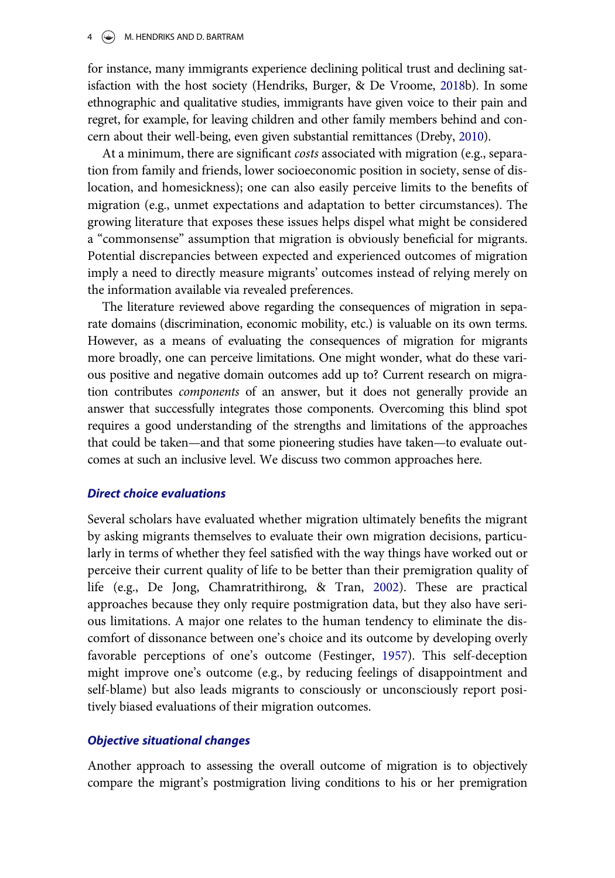for instance, many immigrants experience declining political trust and declining satisfaction with the host society (Hendriks, Burger, & De Vroome, 2018b). In some ethnographic and qualitative studies, immigrants have given voice to their pain and regret, for example, for leaving children and other family members behind and concern about their well-being, even given substantial remittances (Dreby, 2010).

At a minimum, there are significant *costs* associated with migration (e.g., separation from family and friends, lower socioeconomic position in society, sense of dislocation, and homesickness); one can also easily perceive limits to the benefits of migration (e.g., unmet expectations and adaptation to better circumstances). The growing literature that exposes these issues helps dispel what might be considered a "commonsense" assumption that migration is obviously beneficial for migrants. Potential discrepancies between expected and experienced outcomes of migration imply a need to directly measure migrants' outcomes instead of relying merely on the information available via revealed preferences.

The literature reviewed above regarding the consequences of migration in separate domains (discrimination, economic mobility, etc.) is valuable on its own terms. However, as a means of evaluating the consequences of migration for migrants more broadly, one can perceive limitations. One might wonder, what do these various positive and negative domain outcomes add up to? Current research on migration contributes *components* of an answer, but it does not generally provide an answer that successfully integrates those components. Overcoming this blind spot requires a good understanding of the strengths and limitations of the approaches that could be taken—and that some pioneering studies have taken—to evaluate outcomes at such an inclusive level. We discuss two common approaches here.

### *Direct choice evaluations*

Several scholars have evaluated whether migration ultimately benefits the migrant by asking migrants themselves to evaluate their own migration decisions, particularly in terms of whether they feel satisfied with the way things have worked out or perceive their current quality of life to be better than their premigration quality of life (e.g., De Jong, Chamratrithirong, & Tran, 2002). These are practical approaches because they only require postmigration data, but they also have serious limitations. A major one relates to the human tendency to eliminate the discomfort of dissonance between one's choice and its outcome by developing overly favorable perceptions of one's outcome (Festinger, 1957). This self-deception might improve one's outcome (e.g., by reducing feelings of disappointment and self-blame) but also leads migrants to consciously or unconsciously report positively biased evaluations of their migration outcomes.

### *Objective situational changes*

Another approach to assessing the overall outcome of migration is to objectively compare the migrant's postmigration living conditions to his or her premigration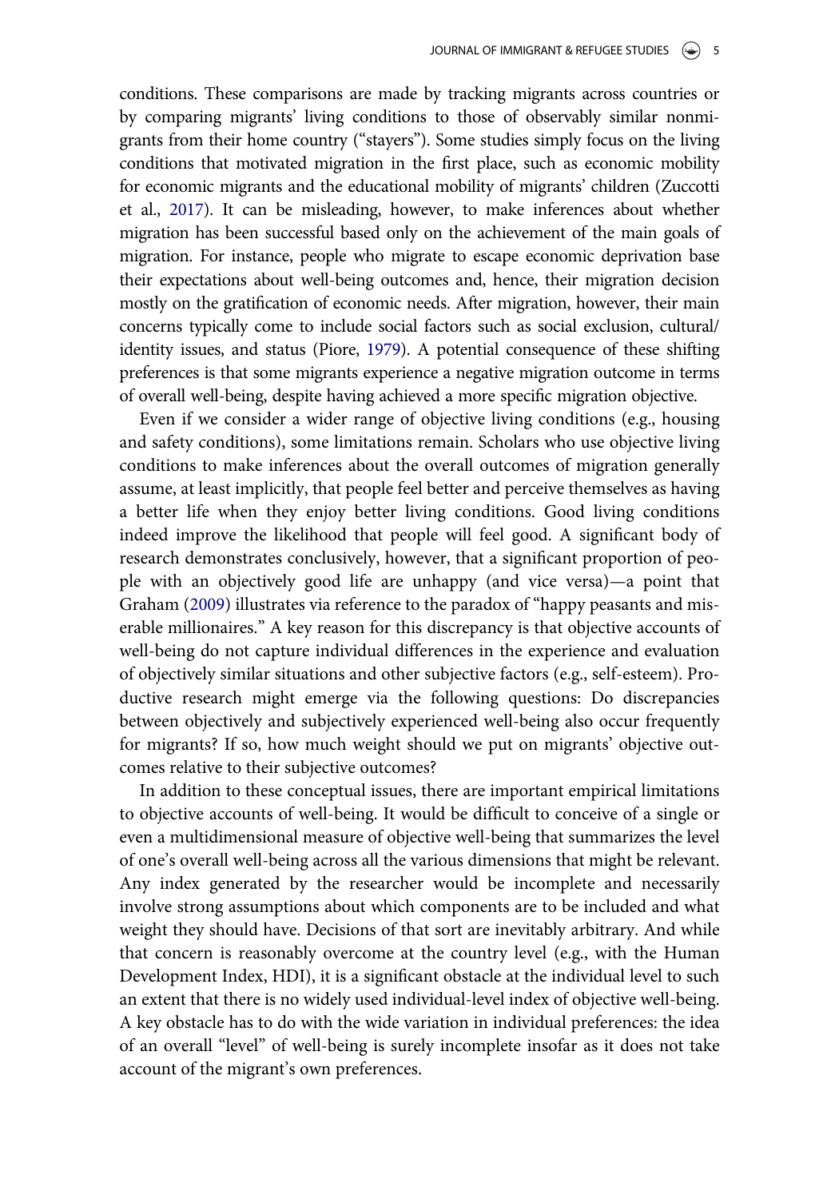conditions. These comparisons are made by tracking migrants across countries or by comparing migrants' living conditions to those of observably similar nonmigrants from their home country ("stayers"). Some studies simply focus on the living conditions that motivated migration in the first place, such as economic mobility for economic migrants and the educational mobility of migrants' children (Zuccotti et al., 2017). It can be misleading, however, to make inferences about whether migration has been successful based only on the achievement of the main goals of migration. For instance, people who migrate to escape economic deprivation base their expectations about well-being outcomes and, hence, their migration decision mostly on the gratification of economic needs. After migration, however, their main concerns typically come to include social factors such as social exclusion, cultural/identity issues, and status (Piore, 1979). A potential consequence of these shifting preferences is that some migrants experience a negative migration outcome in terms of overall well-being, despite having achieved a more specific migration objective.

Even if we consider a wider range of objective living conditions (e.g., housing and safety conditions), some limitations remain. Scholars who use objective living conditions to make inferences about the overall outcomes of migration generally assume, at least implicitly, that people feel better and perceive themselves as having a better life when they enjoy better living conditions. Good living conditions indeed improve the likelihood that people will feel good. A significant body of research demonstrates conclusively, however, that a significant proportion of people with an objectively good life are unhappy (and vice versa)—a point that Graham (2009) illustrates via reference to the paradox of "happy peasants and miserable millionaires." A key reason for this discrepancy is that objective accounts of well-being do not capture individual differences in the experience and evaluation of objectively similar situations and other subjective factors (e.g., self-esteem). Productive research might emerge via the following questions: Do discrepancies between objectively and subjectively experienced well-being also occur frequently for migrants? If so, how much weight should we put on migrants' objective outcomes relative to their subjective outcomes?

In addition to these conceptual issues, there are important empirical limitations to objective accounts of well-being. It would be difficult to conceive of a single or even a multidimensional measure of objective well-being that summarizes the level of one's overall well-being across all the various dimensions that might be relevant. Any index generated by the researcher would be incomplete and necessarily involve strong assumptions about which components are to be included and what weight they should have. Decisions of that sort are inevitably arbitrary. And while that concern is reasonably overcome at the country level (e.g., with the Human Development Index, HDI), it is a significant obstacle at the individual level to such an extent that there is no widely used individual-level index of objective well-being. A key obstacle has to do with the wide variation in individual preferences: the idea of an overall "level" of well-being is surely incomplete insofar as it does not take account of the migrant's own preferences.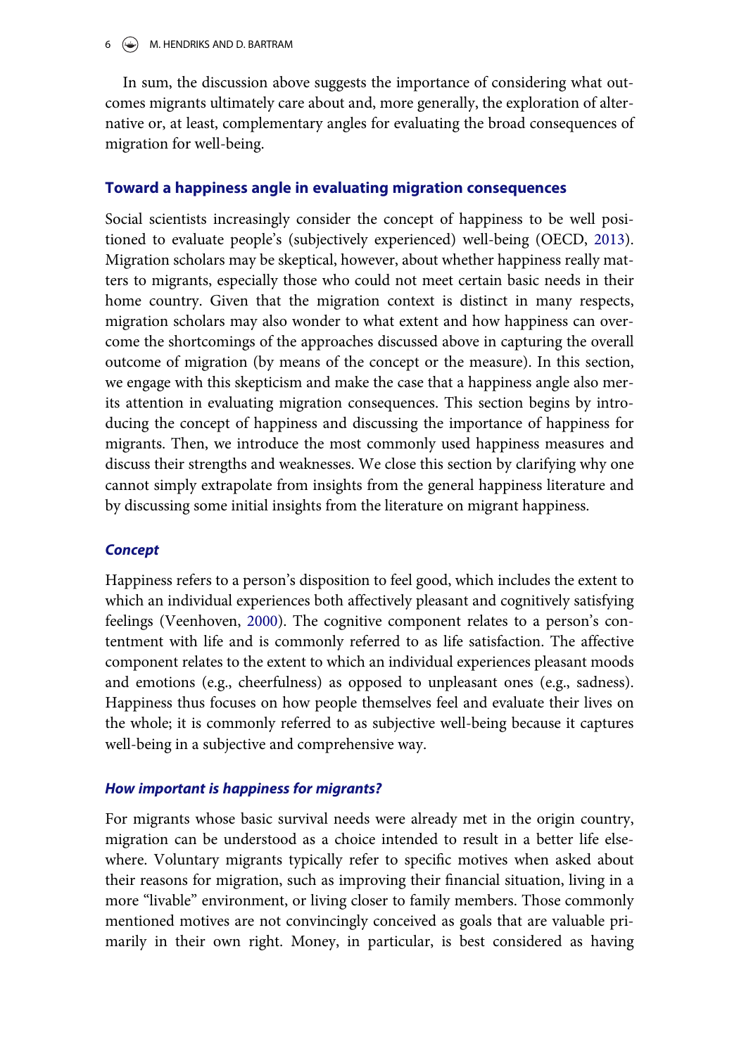In sum, the discussion above suggests the importance of considering what outcomes migrants ultimately care about and, more generally, the exploration of alternative or, at least, complementary angles for evaluating the broad consequences of migration for well-being.

## Toward a happiness angle in evaluating migration consequences

Social scientists increasingly consider the concept of happiness to be well positioned to evaluate people's (subjectively experienced) well-being (OECD, 2013). Migration scholars may be skeptical, however, about whether happiness really matters to migrants, especially those who could not meet certain basic needs in their home country. Given that the migration context is distinct in many respects, migration scholars may also wonder to what extent and how happiness can overcome the shortcomings of the approaches discussed above in capturing the overall outcome of migration (by means of the concept or the measure). In this section, we engage with this skepticism and make the case that a happiness angle also merits attention in evaluating migration consequences. This section begins by introducing the concept of happiness and discussing the importance of happiness for migrants. Then, we introduce the most commonly used happiness measures and discuss their strengths and weaknesses. We close this section by clarifying why one cannot simply extrapolate from insights from the general happiness literature and by discussing some initial insights from the literature on migrant happiness.

### *Concept*

Happiness refers to a person's disposition to feel good, which includes the extent to which an individual experiences both affectively pleasant and cognitively satisfying feelings (Veenhoven, 2000). The cognitive component relates to a person's contentment with life and is commonly referred to as life satisfaction. The affective component relates to the extent to which an individual experiences pleasant moods and emotions (e.g., cheerfulness) as opposed to unpleasant ones (e.g., sadness). Happiness thus focuses on how people themselves feel and evaluate their lives on the whole; it is commonly referred to as subjective well-being because it captures well-being in a subjective and comprehensive way.

### *How important is happiness for migrants?*

For migrants whose basic survival needs were already met in the origin country, migration can be understood as a choice intended to result in a better life elsewhere. Voluntary migrants typically refer to specific motives when asked about their reasons for migration, such as improving their financial situation, living in a more "livable" environment, or living closer to family members. Those commonly mentioned motives are not convincingly conceived as goals that are valuable primarily in their own right. Money, in particular, is best considered as having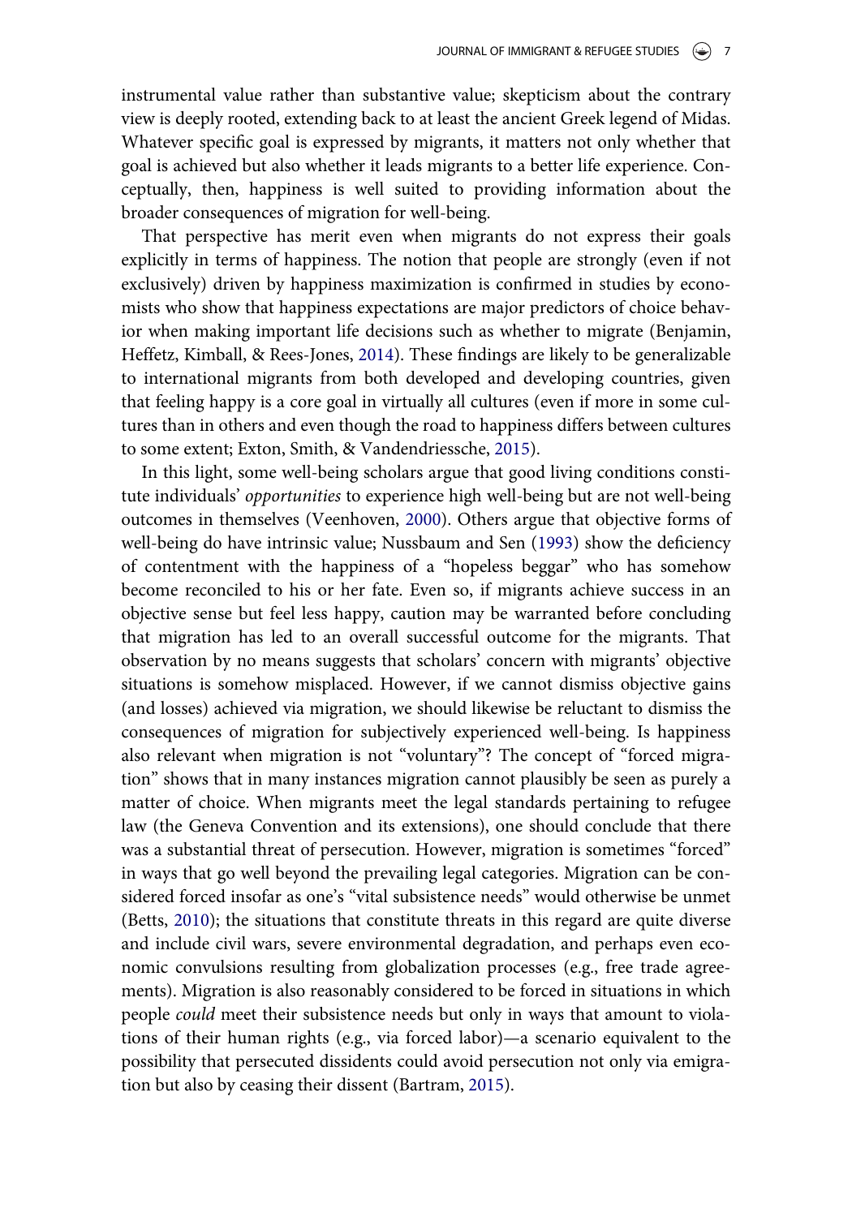instrumental value rather than substantive value; skepticism about the contrary view is deeply rooted, extending back to at least the ancient Greek legend of Midas. Whatever specific goal is expressed by migrants, it matters not only whether that goal is achieved but also whether it leads migrants to a better life experience. Conceptually, then, happiness is well suited to providing information about the broader consequences of migration for well-being.

That perspective has merit even when migrants do not express their goals explicitly in terms of happiness. The notion that people are strongly (even if not exclusively) driven by happiness maximization is confirmed in studies by economists who show that happiness expectations are major predictors of choice behavior when making important life decisions such as whether to migrate (Benjamin, Heffetz, Kimball, & Rees-Jones, 2014). These findings are likely to be generalizable to international migrants from both developed and developing countries, given that feeling happy is a core goal in virtually all cultures (even if more in some cultures than in others and even though the road to happiness differs between cultures to some extent; Exton, Smith, & Vandendriessche, 2015).

In this light, some well-being scholars argue that good living conditions constitute individuals' *opportunities* to experience high well-being but are not well-being outcomes in themselves (Veenhoven, 2000). Others argue that objective forms of well-being do have intrinsic value; Nussbaum and Sen (1993) show the deficiency of contentment with the happiness of a "hopeless beggar" who has somehow become reconciled to his or her fate. Even so, if migrants achieve success in an objective sense but feel less happy, caution may be warranted before concluding that migration has led to an overall successful outcome for the migrants. That observation by no means suggests that scholars' concern with migrants' objective situations is somehow misplaced. However, if we cannot dismiss objective gains (and losses) achieved via migration, we should likewise be reluctant to dismiss the consequences of migration for subjectively experienced well-being. Is happiness also relevant when migration is not "voluntary"? The concept of "forced migration" shows that in many instances migration cannot plausibly be seen as purely a matter of choice. When migrants meet the legal standards pertaining to refugee law (the Geneva Convention and its extensions), one should conclude that there was a substantial threat of persecution. However, migration is sometimes "forced" in ways that go well beyond the prevailing legal categories. Migration can be considered forced insofar as one's "vital subsistence needs" would otherwise be unmet (Betts, 2010); the situations that constitute threats in this regard are quite diverse and include civil wars, severe environmental degradation, and perhaps even economic convulsions resulting from globalization processes (e.g., free trade agreements). Migration is also reasonably considered to be forced in situations in which people *could* meet their subsistence needs but only in ways that amount to violations of their human rights (e.g., via forced labor)—a scenario equivalent to the possibility that persecuted dissidents could avoid persecution not only via emigration but also by ceasing their dissent (Bartram, 2015).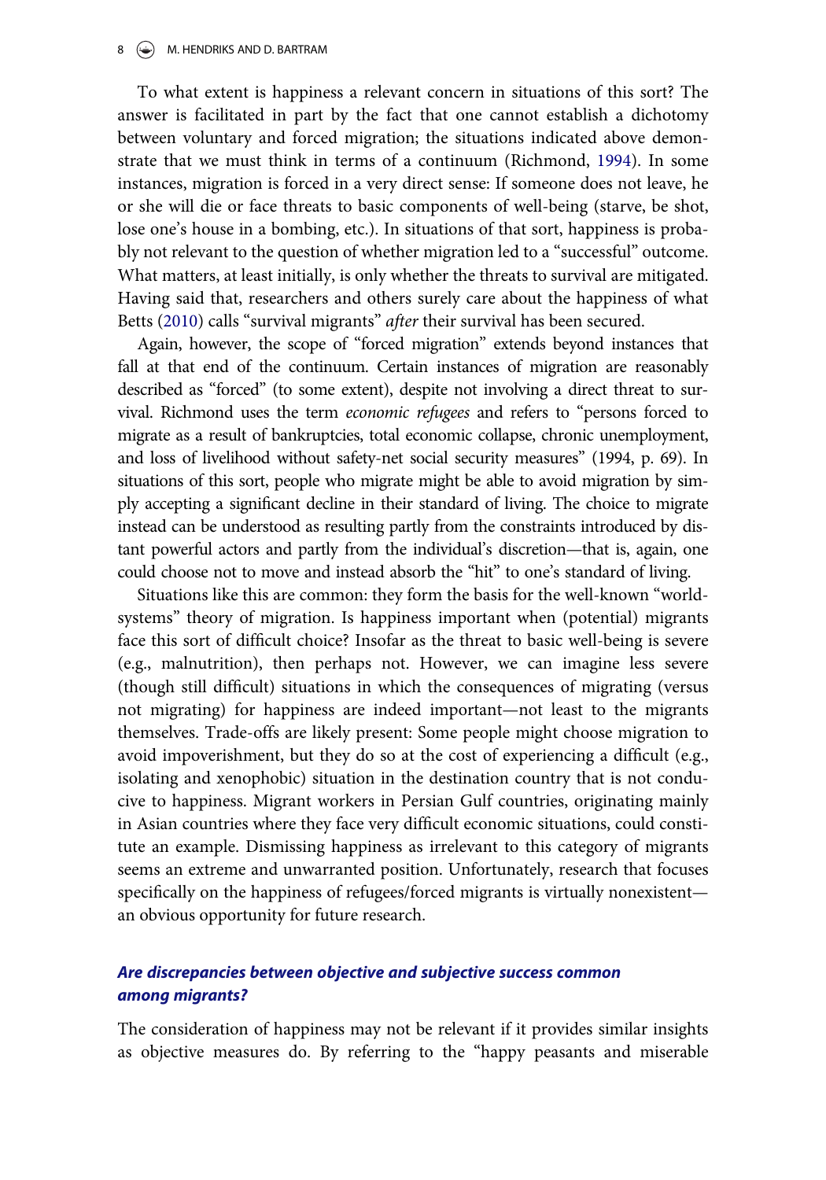To what extent is happiness a relevant concern in situations of this sort? The answer is facilitated in part by the fact that one cannot establish a dichotomy between voluntary and forced migration; the situations indicated above demonstrate that we must think in terms of a continuum (Richmond, 1994). In some instances, migration is forced in a very direct sense: If someone does not leave, he or she will die or face threats to basic components of well-being (starve, be shot, lose one's house in a bombing, etc.). In situations of that sort, happiness is probably not relevant to the question of whether migration led to a "successful" outcome. What matters, at least initially, is only whether the threats to survival are mitigated. Having said that, researchers and others surely care about the happiness of what Betts (2010) calls "survival migrants" *after* their survival has been secured.

Again, however, the scope of "forced migration" extends beyond instances that fall at that end of the continuum. Certain instances of migration are reasonably described as "forced" (to some extent), despite not involving a direct threat to survival. Richmond uses the term *economic refugees* and refers to "persons forced to migrate as a result of bankruptcies, total economic collapse, chronic unemployment, and loss of livelihood without safety-net social security measures" (1994, p. 69). In situations of this sort, people who migrate might be able to avoid migration by simply accepting a significant decline in their standard of living. The choice to migrate instead can be understood as resulting partly from the constraints introduced by distant powerful actors and partly from the individual's discretion—that is, again, one could choose not to move and instead absorb the "hit" to one's standard of living.

Situations like this are common: they form the basis for the well-known "world-systems" theory of migration. Is happiness important when (potential) migrants face this sort of difficult choice? Insofar as the threat to basic well-being is severe (e.g., malnutrition), then perhaps not. However, we can imagine less severe (though still difficult) situations in which the consequences of migrating (versus not migrating) for happiness are indeed important—not least to the migrants themselves. Trade-offs are likely present: Some people might choose migration to avoid impoverishment, but they do so at the cost of experiencing a difficult (e.g., isolating and xenophobic) situation in the destination country that is not conducive to happiness. Migrant workers in Persian Gulf countries, originating mainly in Asian countries where they face very difficult economic situations, could constitute an example. Dismissing happiness as irrelevant to this category of migrants seems an extreme and unwarranted position. Unfortunately, research that focuses specifically on the happiness of refugees/forced migrants is virtually nonexistent—an obvious opportunity for future research.

### *Are discrepancies between objective and subjective success common among migrants?*

The consideration of happiness may not be relevant if it provides similar insights as objective measures do. By referring to the "happy peasants and miserable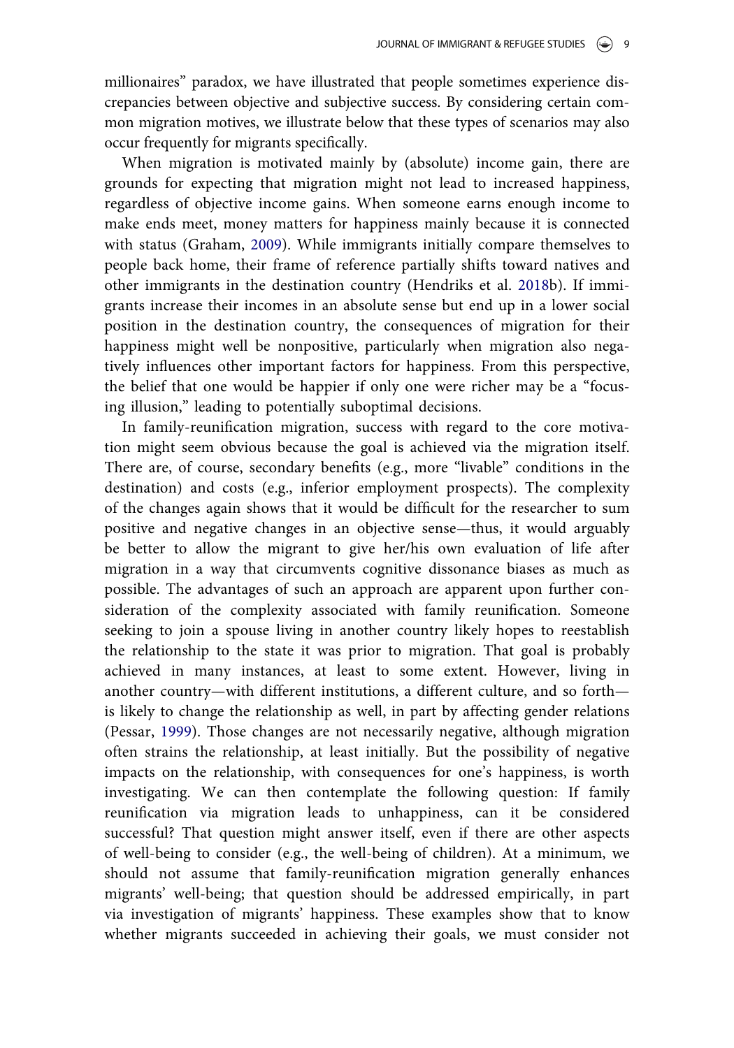millionaires" paradox, we have illustrated that people sometimes experience discrepancies between objective and subjective success. By considering certain common migration motives, we illustrate below that these types of scenarios may also occur frequently for migrants specifically.

When migration is motivated mainly by (absolute) income gain, there are grounds for expecting that migration might not lead to increased happiness, regardless of objective income gains. When someone earns enough income to make ends meet, money matters for happiness mainly because it is connected with status (Graham, 2009). While immigrants initially compare themselves to people back home, their frame of reference partially shifts toward natives and other immigrants in the destination country (Hendriks et al. 2018b). If immigrants increase their incomes in an absolute sense but end up in a lower social position in the destination country, the consequences of migration for their happiness might well be nonpositive, particularly when migration also negatively influences other important factors for happiness. From this perspective, the belief that one would be happier if only one were richer may be a "focusing illusion," leading to potentially suboptimal decisions.

In family-reunification migration, success with regard to the core motivation might seem obvious because the goal is achieved via the migration itself. There are, of course, secondary benefits (e.g., more "livable" conditions in the destination) and costs (e.g., inferior employment prospects). The complexity of the changes again shows that it would be difficult for the researcher to sum positive and negative changes in an objective sense—thus, it would arguably be better to allow the migrant to give her/his own evaluation of life after migration in a way that circumvents cognitive dissonance biases as much as possible. The advantages of such an approach are apparent upon further consideration of the complexity associated with family reunification. Someone seeking to join a spouse living in another country likely hopes to reestablish the relationship to the state it was prior to migration. That goal is probably achieved in many instances, at least to some extent. However, living in another country—with different institutions, a different culture, and so forth—is likely to change the relationship as well, in part by affecting gender relations (Pessar, 1999). Those changes are not necessarily negative, although migration often strains the relationship, at least initially. But the possibility of negative impacts on the relationship, with consequences for one's happiness, is worth investigating. We can then contemplate the following question: If family reunification via migration leads to unhappiness, can it be considered successful? That question might answer itself, even if there are other aspects of well-being to consider (e.g., the well-being of children). At a minimum, we should not assume that family-reunification migration generally enhances migrants' well-being; that question should be addressed empirically, in part via investigation of migrants' happiness. These examples show that to know whether migrants succeeded in achieving their goals, we must consider not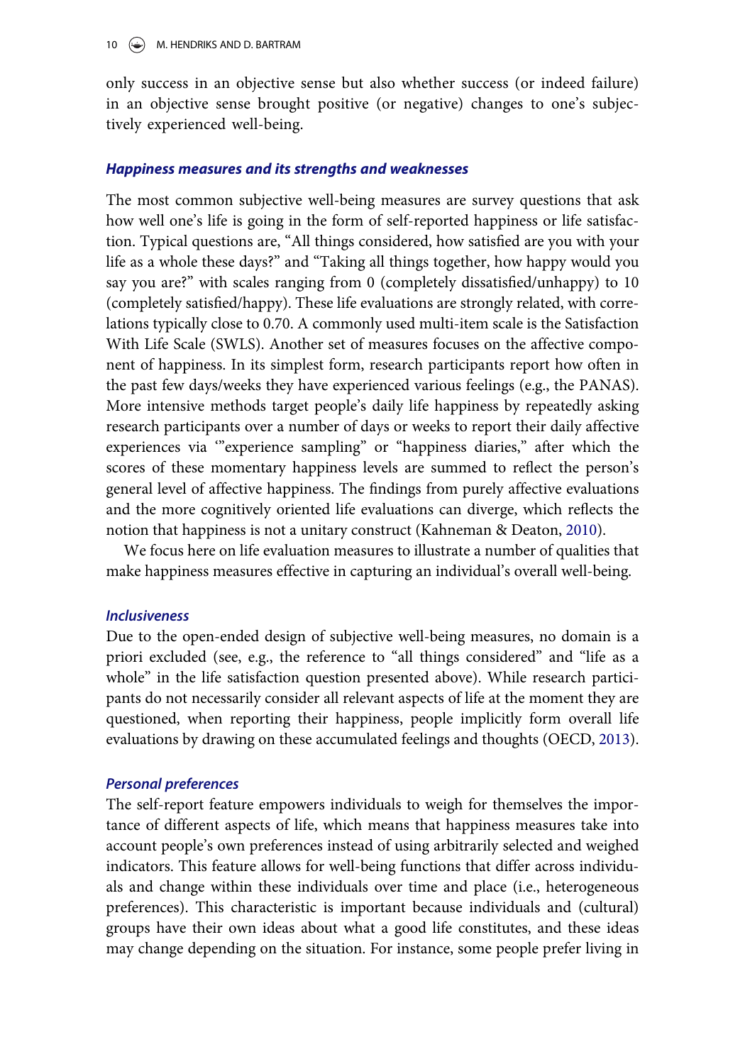only success in an objective sense but also whether success (or indeed failure) in an objective sense brought positive (or negative) changes to one's subjectively experienced well-being.

### *Happiness measures and its strengths and weaknesses*

The most common subjective well-being measures are survey questions that ask how well one's life is going in the form of self-reported happiness or life satisfaction. Typical questions are, "All things considered, how satisfied are you with your life as a whole these days?" and "Taking all things together, how happy would you say you are?" with scales ranging from 0 (completely dissatisfied/unhappy) to 10 (completely satisfied/happy). These life evaluations are strongly related, with correlations typically close to 0.70. A commonly used multi-item scale is the Satisfaction With Life Scale (SWLS). Another set of measures focuses on the affective component of happiness. In its simplest form, research participants report how often in the past few days/weeks they have experienced various feelings (e.g., the PANAS). More intensive methods target people's daily life happiness by repeatedly asking research participants over a number of days or weeks to report their daily affective experiences via '"experience sampling" or "happiness diaries," after which the scores of these momentary happiness levels are summed to reflect the person's general level of affective happiness. The findings from purely affective evaluations and the more cognitively oriented life evaluations can diverge, which reflects the notion that happiness is not a unitary construct (Kahneman & Deaton, 2010).

We focus here on life evaluation measures to illustrate a number of qualities that make happiness measures effective in capturing an individual's overall well-being.

#### *Inclusiveness*

Due to the open-ended design of subjective well-being measures, no domain is a priori excluded (see, e.g., the reference to "all things considered" and "life as a whole" in the life satisfaction question presented above). While research participants do not necessarily consider all relevant aspects of life at the moment they are questioned, when reporting their happiness, people implicitly form overall life evaluations by drawing on these accumulated feelings and thoughts (OECD, 2013).

#### *Personal preferences*

The self-report feature empowers individuals to weigh for themselves the importance of different aspects of life, which means that happiness measures take into account people's own preferences instead of using arbitrarily selected and weighed indicators. This feature allows for well-being functions that differ across individuals and change within these individuals over time and place (i.e., heterogeneous preferences). This characteristic is important because individuals and (cultural) groups have their own ideas about what a good life constitutes, and these ideas may change depending on the situation. For instance, some people prefer living in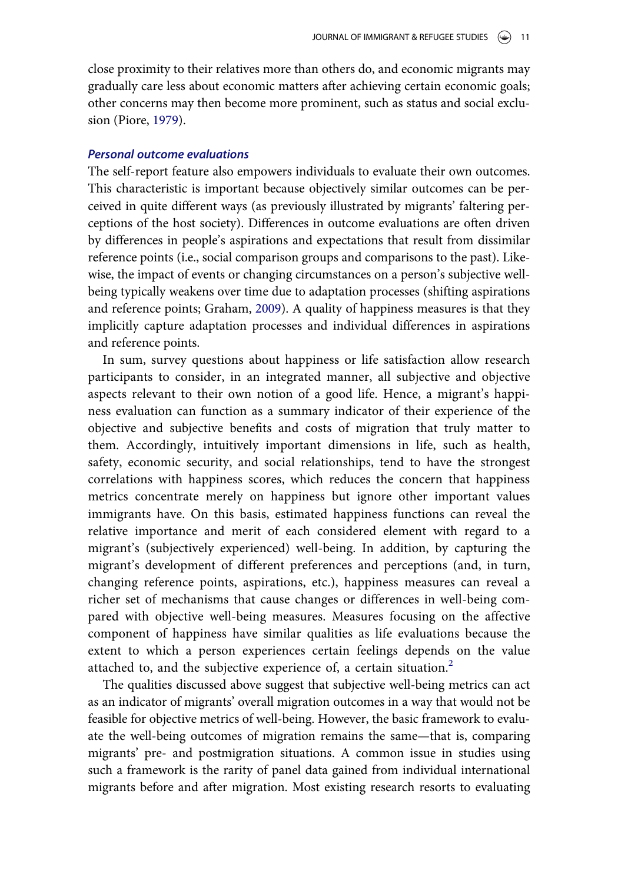close proximity to their relatives more than others do, and economic migrants may gradually care less about economic matters after achieving certain economic goals; other concerns may then become more prominent, such as status and social exclusion (Piore, 1979).

### *Personal outcome evaluations*

The self-report feature also empowers individuals to evaluate their own outcomes. This characteristic is important because objectively similar outcomes can be perceived in quite different ways (as previously illustrated by migrants' faltering perceptions of the host society). Differences in outcome evaluations are often driven by differences in people's aspirations and expectations that result from dissimilar reference points (i.e., social comparison groups and comparisons to the past). Likewise, the impact of events or changing circumstances on a person's subjective well-being typically weakens over time due to adaptation processes (shifting aspirations and reference points; Graham, 2009). A quality of happiness measures is that they implicitly capture adaptation processes and individual differences in aspirations and reference points.

In sum, survey questions about happiness or life satisfaction allow research participants to consider, in an integrated manner, all subjective and objective aspects relevant to their own notion of a good life. Hence, a migrant's happiness evaluation can function as a summary indicator of their experience of the objective and subjective benefits and costs of migration that truly matter to them. Accordingly, intuitively important dimensions in life, such as health, safety, economic security, and social relationships, tend to have the strongest correlations with happiness scores, which reduces the concern that happiness metrics concentrate merely on happiness but ignore other important values immigrants have. On this basis, estimated happiness functions can reveal the relative importance and merit of each considered element with regard to a migrant's (subjectively experienced) well-being. In addition, by capturing the migrant's development of different preferences and perceptions (and, in turn, changing reference points, aspirations, etc.), happiness measures can reveal a richer set of mechanisms that cause changes or differences in well-being compared with objective well-being measures. Measures focusing on the affective component of happiness have similar qualities as life evaluations because the extent to which a person experiences certain feelings depends on the value attached to, and the subjective experience of, a certain situation.[2]

The qualities discussed above suggest that subjective well-being metrics can act as an indicator of migrants' overall migration outcomes in a way that would not be feasible for objective metrics of well-being. However, the basic framework to evaluate the well-being outcomes of migration remains the same—that is, comparing migrants' pre- and postmigration situations. A common issue in studies using such a framework is the rarity of panel data gained from individual international migrants before and after migration. Most existing research resorts to evaluating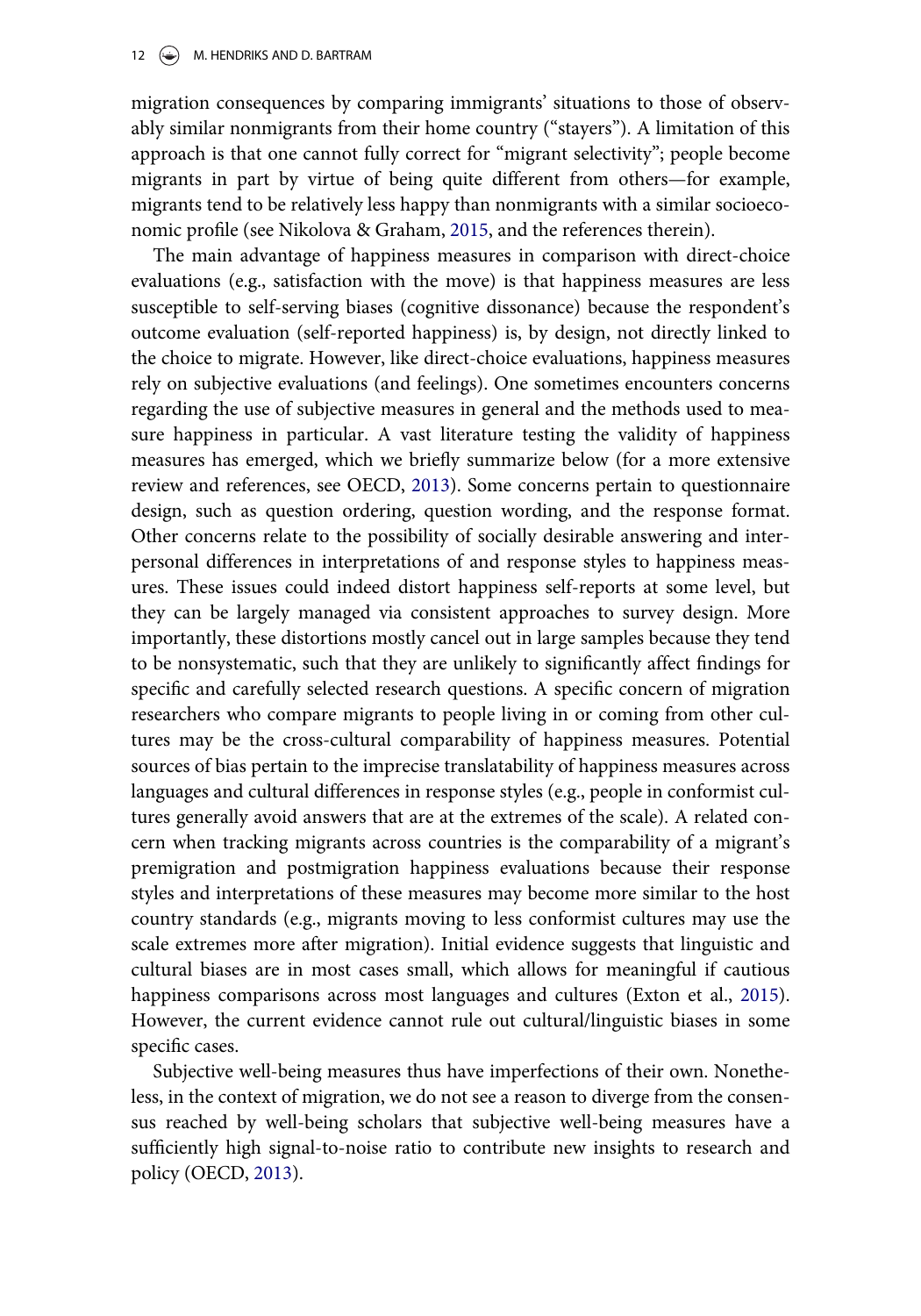migration consequences by comparing immigrants' situations to those of observably similar nonmigrants from their home country ("stayers"). A limitation of this approach is that one cannot fully correct for "migrant selectivity"; people become migrants in part by virtue of being quite different from others—for example, migrants tend to be relatively less happy than nonmigrants with a similar socioeconomic profile (see Nikolova & Graham, 2015, and the references therein).

The main advantage of happiness measures in comparison with direct-choice evaluations (e.g., satisfaction with the move) is that happiness measures are less susceptible to self-serving biases (cognitive dissonance) because the respondent's outcome evaluation (self-reported happiness) is, by design, not directly linked to the choice to migrate. However, like direct-choice evaluations, happiness measures rely on subjective evaluations (and feelings). One sometimes encounters concerns regarding the use of subjective measures in general and the methods used to measure happiness in particular. A vast literature testing the validity of happiness measures has emerged, which we briefly summarize below (for a more extensive review and references, see OECD, 2013). Some concerns pertain to questionnaire design, such as question ordering, question wording, and the response format. Other concerns relate to the possibility of socially desirable answering and interpersonal differences in interpretations of and response styles to happiness measures. These issues could indeed distort happiness self-reports at some level, but they can be largely managed via consistent approaches to survey design. More importantly, these distortions mostly cancel out in large samples because they tend to be nonsystematic, such that they are unlikely to significantly affect findings for specific and carefully selected research questions. A specific concern of migration researchers who compare migrants to people living in or coming from other cultures may be the cross-cultural comparability of happiness measures. Potential sources of bias pertain to the imprecise translatability of happiness measures across languages and cultural differences in response styles (e.g., people in conformist cultures generally avoid answers that are at the extremes of the scale). A related concern when tracking migrants across countries is the comparability of a migrant's premigration and postmigration happiness evaluations because their response styles and interpretations of these measures may become more similar to the host country standards (e.g., migrants moving to less conformist cultures may use the scale extremes more after migration). Initial evidence suggests that linguistic and cultural biases are in most cases small, which allows for meaningful if cautious happiness comparisons across most languages and cultures (Exton et al., 2015). However, the current evidence cannot rule out cultural/linguistic biases in some specific cases.

Subjective well-being measures thus have imperfections of their own. Nonetheless, in the context of migration, we do not see a reason to diverge from the consensus reached by well-being scholars that subjective well-being measures have a sufficiently high signal-to-noise ratio to contribute new insights to research and policy (OECD, 2013).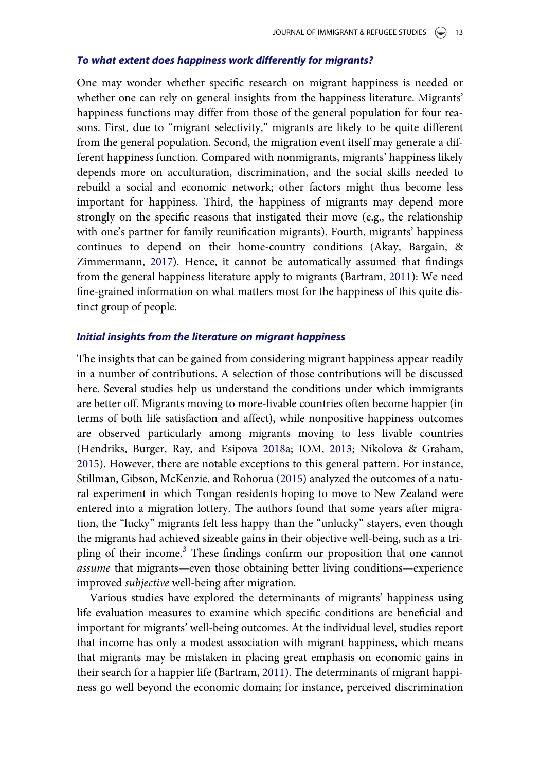### *To what extent does happiness work differently for migrants?*

One may wonder whether specific research on migrant happiness is needed or whether one can rely on general insights from the happiness literature. Migrants' happiness functions may differ from those of the general population for four reasons. First, due to "migrant selectivity," migrants are likely to be quite different from the general population. Second, the migration event itself may generate a different happiness function. Compared with nonmigrants, migrants' happiness likely depends more on acculturation, discrimination, and the social skills needed to rebuild a social and economic network; other factors might thus become less important for happiness. Third, the happiness of migrants may depend more strongly on the specific reasons that instigated their move (e.g., the relationship with one's partner for family reunification migrants). Fourth, migrants' happiness continues to depend on their home-country conditions (Akay, Bargain, & Zimmermann, 2017). Hence, it cannot be automatically assumed that findings from the general happiness literature apply to migrants (Bartram, 2011): We need fine-grained information on what matters most for the happiness of this quite distinct group of people.

### *Initial insights from the literature on migrant happiness*

The insights that can be gained from considering migrant happiness appear readily in a number of contributions. A selection of those contributions will be discussed here. Several studies help us understand the conditions under which immigrants are better off. Migrants moving to more-livable countries often become happier (in terms of both life satisfaction and affect), while nonpositive happiness outcomes are observed particularly among migrants moving to less livable countries (Hendriks, Burger, Ray, and Esipova 2018a; IOM, 2013; Nikolova & Graham, 2015). However, there are notable exceptions to this general pattern. For instance, Stillman, Gibson, McKenzie, and Rohorua (2015) analyzed the outcomes of a natural experiment in which Tongan residents hoping to move to New Zealand were entered into a migration lottery. The authors found that some years after migration, the "lucky" migrants felt less happy than the "unlucky" stayers, even though the migrants had achieved sizeable gains in their objective well-being, such as a tripling of their income.[3] These findings confirm our proposition that one cannot *assume* that migrants—even those obtaining better living conditions—experience improved *subjective* well-being after migration.

Various studies have explored the determinants of migrants' happiness using life evaluation measures to examine which specific conditions are beneficial and important for migrants' well-being outcomes. At the individual level, studies report that income has only a modest association with migrant happiness, which means that migrants may be mistaken in placing great emphasis on economic gains in their search for a happier life (Bartram, 2011). The determinants of migrant happiness go well beyond the economic domain; for instance, perceived discrimination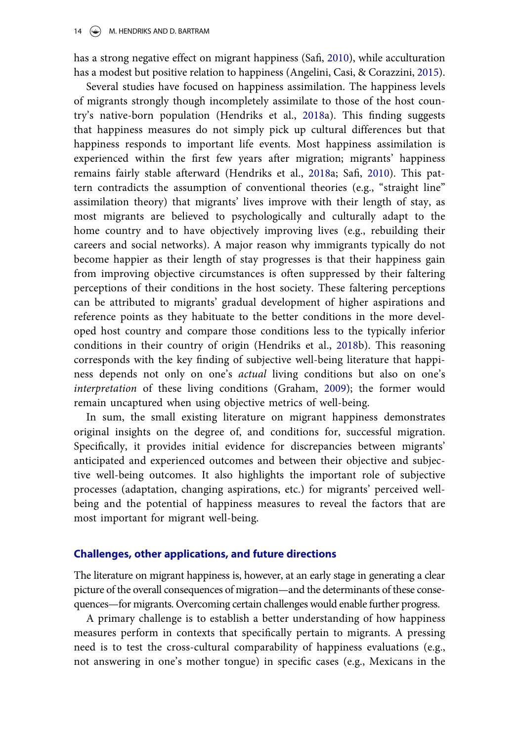has a strong negative effect on migrant happiness (Safi, 2010), while acculturation has a modest but positive relation to happiness (Angelini, Casi, & Corazzini, 2015).

Several studies have focused on happiness assimilation. The happiness levels of migrants strongly though incompletely assimilate to those of the host country's native-born population (Hendriks et al., 2018a). This finding suggests that happiness measures do not simply pick up cultural differences but that happiness responds to important life events. Most happiness assimilation is experienced within the first few years after migration; migrants' happiness remains fairly stable afterward (Hendriks et al., 2018a; Safi, 2010). This pattern contradicts the assumption of conventional theories (e.g., "straight line" assimilation theory) that migrants' lives improve with their length of stay, as most migrants are believed to psychologically and culturally adapt to the home country and to have objectively improving lives (e.g., rebuilding their careers and social networks). A major reason why immigrants typically do not become happier as their length of stay progresses is that their happiness gain from improving objective circumstances is often suppressed by their faltering perceptions of their conditions in the host society. These faltering perceptions can be attributed to migrants' gradual development of higher aspirations and reference points as they habituate to the better conditions in the more developed host country and compare those conditions less to the typically inferior conditions in their country of origin (Hendriks et al., 2018b). This reasoning corresponds with the key finding of subjective well-being literature that happiness depends not only on one's *actual* living conditions but also on one's *interpretation* of these living conditions (Graham, 2009); the former would remain uncaptured when using objective metrics of well-being.

In sum, the small existing literature on migrant happiness demonstrates original insights on the degree of, and conditions for, successful migration. Specifically, it provides initial evidence for discrepancies between migrants' anticipated and experienced outcomes and between their objective and subjective well-being outcomes. It also highlights the important role of subjective processes (adaptation, changing aspirations, etc.) for migrants' perceived well-being and the potential of happiness measures to reveal the factors that are most important for migrant well-being.

## Challenges, other applications, and future directions

The literature on migrant happiness is, however, at an early stage in generating a clear picture of the overall consequences of migration—and the determinants of these consequences—for migrants. Overcoming certain challenges would enable further progress.

A primary challenge is to establish a better understanding of how happiness measures perform in contexts that specifically pertain to migrants. A pressing need is to test the cross-cultural comparability of happiness evaluations (e.g., not answering in one's mother tongue) in specific cases (e.g., Mexicans in the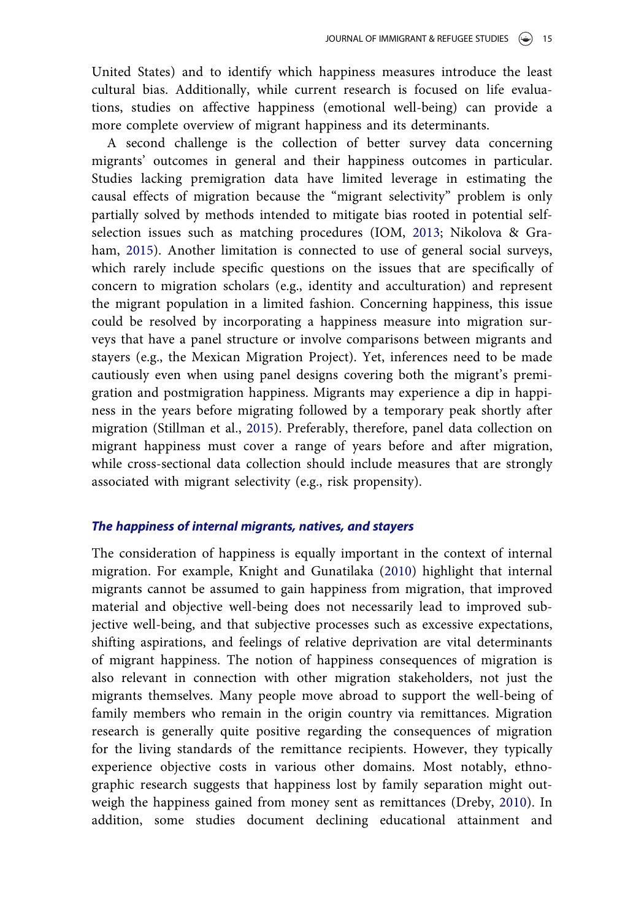United States) and to identify which happiness measures introduce the least cultural bias. Additionally, while current research is focused on life evaluations, studies on affective happiness (emotional well-being) can provide a more complete overview of migrant happiness and its determinants.

A second challenge is the collection of better survey data concerning migrants' outcomes in general and their happiness outcomes in particular. Studies lacking premigration data have limited leverage in estimating the causal effects of migration because the "migrant selectivity" problem is only partially solved by methods intended to mitigate bias rooted in potential self-selection issues such as matching procedures (IOM, 2013; Nikolova & Graham, 2015). Another limitation is connected to use of general social surveys, which rarely include specific questions on the issues that are specifically of concern to migration scholars (e.g., identity and acculturation) and represent the migrant population in a limited fashion. Concerning happiness, this issue could be resolved by incorporating a happiness measure into migration surveys that have a panel structure or involve comparisons between migrants and stayers (e.g., the Mexican Migration Project). Yet, inferences need to be made cautiously even when using panel designs covering both the migrant's premigration and postmigration happiness. Migrants may experience a dip in happiness in the years before migrating followed by a temporary peak shortly after migration (Stillman et al., 2015). Preferably, therefore, panel data collection on migrant happiness must cover a range of years before and after migration, while cross-sectional data collection should include measures that are strongly associated with migrant selectivity (e.g., risk propensity).

### *The happiness of internal migrants, natives, and stayers*

The consideration of happiness is equally important in the context of internal migration. For example, Knight and Gunatilaka (2010) highlight that internal migrants cannot be assumed to gain happiness from migration, that improved material and objective well-being does not necessarily lead to improved subjective well-being, and that subjective processes such as excessive expectations, shifting aspirations, and feelings of relative deprivation are vital determinants of migrant happiness. The notion of happiness consequences of migration is also relevant in connection with other migration stakeholders, not just the migrants themselves. Many people move abroad to support the well-being of family members who remain in the origin country via remittances. Migration research is generally quite positive regarding the consequences of migration for the living standards of the remittance recipients. However, they typically experience objective costs in various other domains. Most notably, ethnographic research suggests that happiness lost by family separation might outweigh the happiness gained from money sent as remittances (Dreby, 2010). In addition, some studies document declining educational attainment and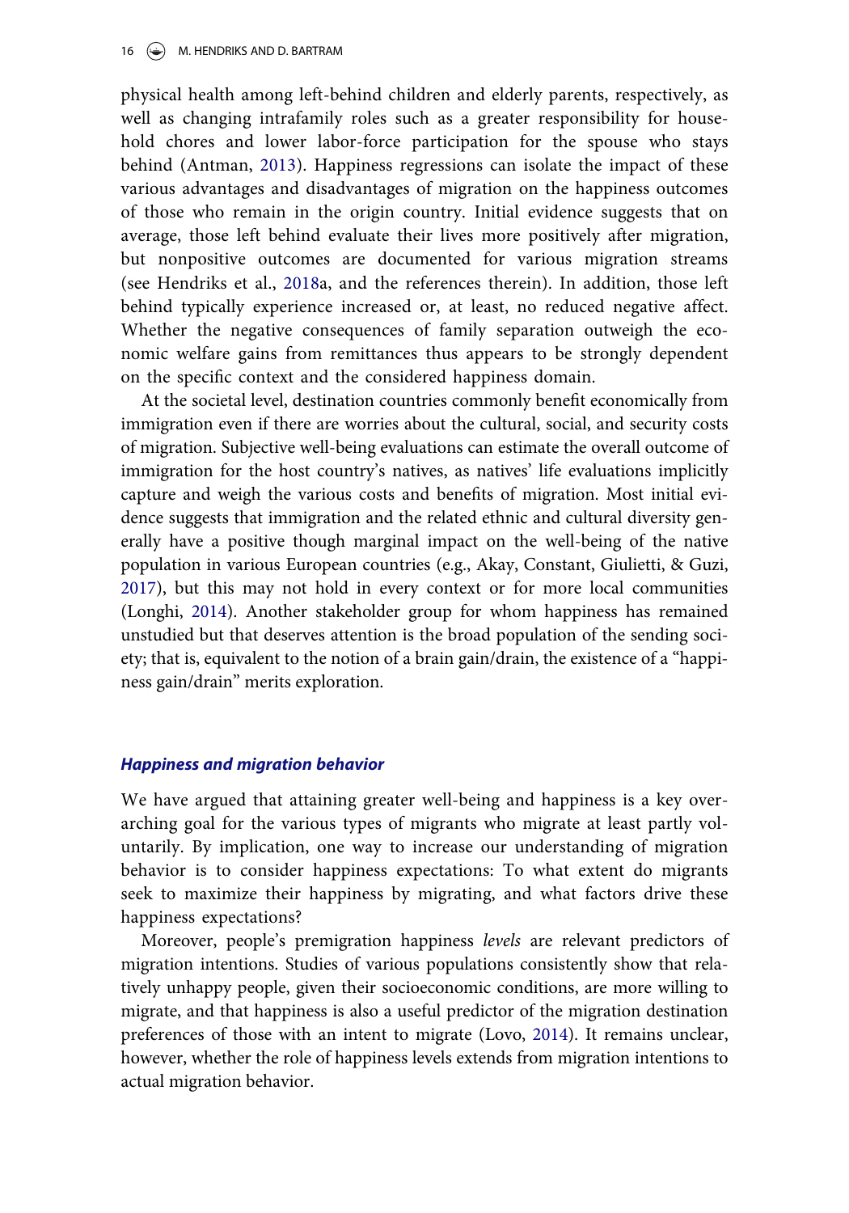physical health among left-behind children and elderly parents, respectively, as well as changing intrafamily roles such as a greater responsibility for household chores and lower labor-force participation for the spouse who stays behind (Antman, 2013). Happiness regressions can isolate the impact of these various advantages and disadvantages of migration on the happiness outcomes of those who remain in the origin country. Initial evidence suggests that on average, those left behind evaluate their lives more positively after migration, but nonpositive outcomes are documented for various migration streams (see Hendriks et al., 2018a, and the references therein). In addition, those left behind typically experience increased or, at least, no reduced negative affect. Whether the negative consequences of family separation outweigh the economic welfare gains from remittances thus appears to be strongly dependent on the specific context and the considered happiness domain.

At the societal level, destination countries commonly benefit economically from immigration even if there are worries about the cultural, social, and security costs of migration. Subjective well-being evaluations can estimate the overall outcome of immigration for the host country's natives, as natives' life evaluations implicitly capture and weigh the various costs and benefits of migration. Most initial evidence suggests that immigration and the related ethnic and cultural diversity generally have a positive though marginal impact on the well-being of the native population in various European countries (e.g., Akay, Constant, Giulietti, & Guzi, 2017), but this may not hold in every context or for more local communities (Longhi, 2014). Another stakeholder group for whom happiness has remained unstudied but that deserves attention is the broad population of the sending society; that is, equivalent to the notion of a brain gain/drain, the existence of a "happiness gain/drain" merits exploration.

### *Happiness and migration behavior*

We have argued that attaining greater well-being and happiness is a key overarching goal for the various types of migrants who migrate at least partly voluntarily. By implication, one way to increase our understanding of migration behavior is to consider happiness expectations: To what extent do migrants seek to maximize their happiness by migrating, and what factors drive these happiness expectations?

Moreover, people's premigration happiness *levels* are relevant predictors of migration intentions. Studies of various populations consistently show that relatively unhappy people, given their socioeconomic conditions, are more willing to migrate, and that happiness is also a useful predictor of the migration destination preferences of those with an intent to migrate (Lovo, 2014). It remains unclear, however, whether the role of happiness levels extends from migration intentions to actual migration behavior.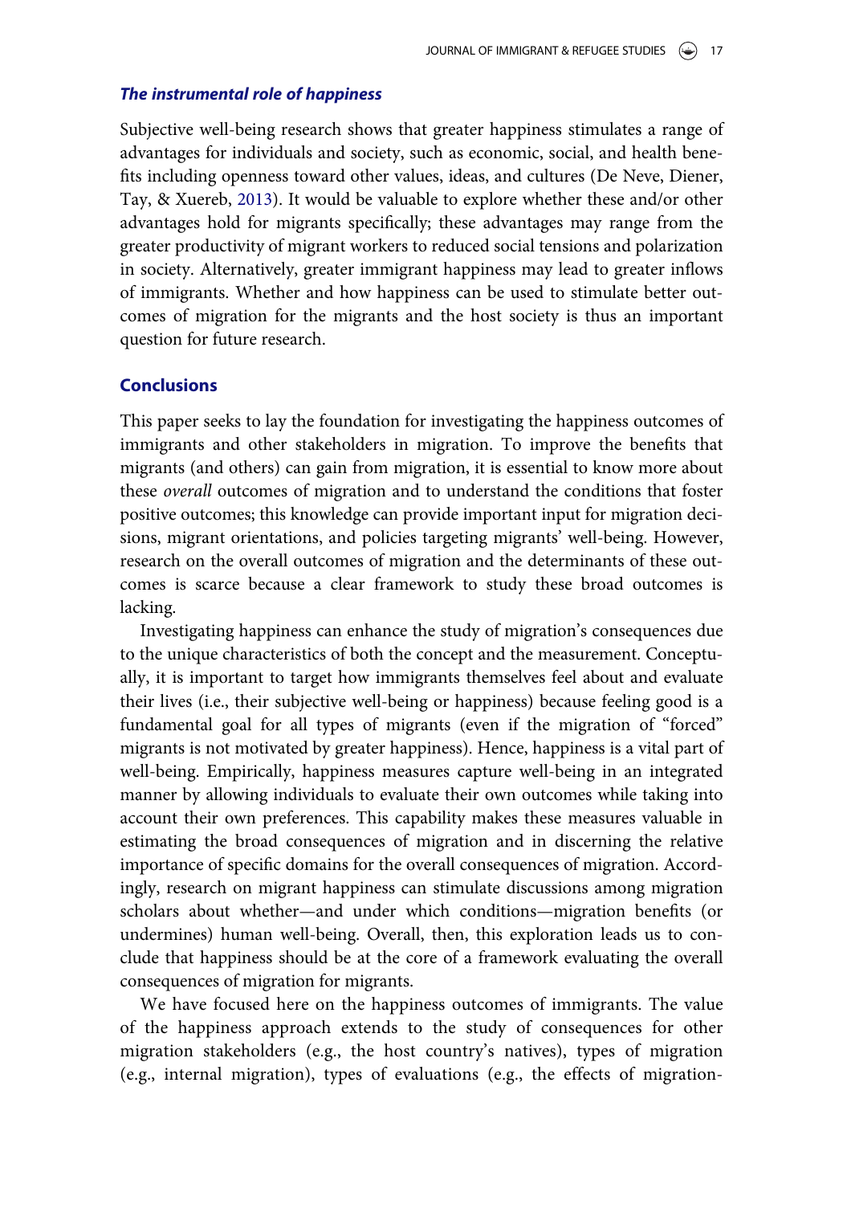### *The instrumental role of happiness*

Subjective well-being research shows that greater happiness stimulates a range of advantages for individuals and society, such as economic, social, and health benefits including openness toward other values, ideas, and cultures (De Neve, Diener, Tay, & Xuereb, 2013). It would be valuable to explore whether these and/or other advantages hold for migrants specifically; these advantages may range from the greater productivity of migrant workers to reduced social tensions and polarization in society. Alternatively, greater immigrant happiness may lead to greater inflows of immigrants. Whether and how happiness can be used to stimulate better outcomes of migration for the migrants and the host society is thus an important question for future research.

## Conclusions

This paper seeks to lay the foundation for investigating the happiness outcomes of immigrants and other stakeholders in migration. To improve the benefits that migrants (and others) can gain from migration, it is essential to know more about these *overall* outcomes of migration and to understand the conditions that foster positive outcomes; this knowledge can provide important input for migration decisions, migrant orientations, and policies targeting migrants' well-being. However, research on the overall outcomes of migration and the determinants of these outcomes is scarce because a clear framework to study these broad outcomes is lacking.

Investigating happiness can enhance the study of migration's consequences due to the unique characteristics of both the concept and the measurement. Conceptually, it is important to target how immigrants themselves feel about and evaluate their lives (i.e., their subjective well-being or happiness) because feeling good is a fundamental goal for all types of migrants (even if the migration of "forced" migrants is not motivated by greater happiness). Hence, happiness is a vital part of well-being. Empirically, happiness measures capture well-being in an integrated manner by allowing individuals to evaluate their own outcomes while taking into account their own preferences. This capability makes these measures valuable in estimating the broad consequences of migration and in discerning the relative importance of specific domains for the overall consequences of migration. Accordingly, research on migrant happiness can stimulate discussions among migration scholars about whether—and under which conditions—migration benefits (or undermines) human well-being. Overall, then, this exploration leads us to conclude that happiness should be at the core of a framework evaluating the overall consequences of migration for migrants.

We have focused here on the happiness outcomes of immigrants. The value of the happiness approach extends to the study of consequences for other migration stakeholders (e.g., the host country's natives), types of migration (e.g., internal migration), types of evaluations (e.g., the effects of migration-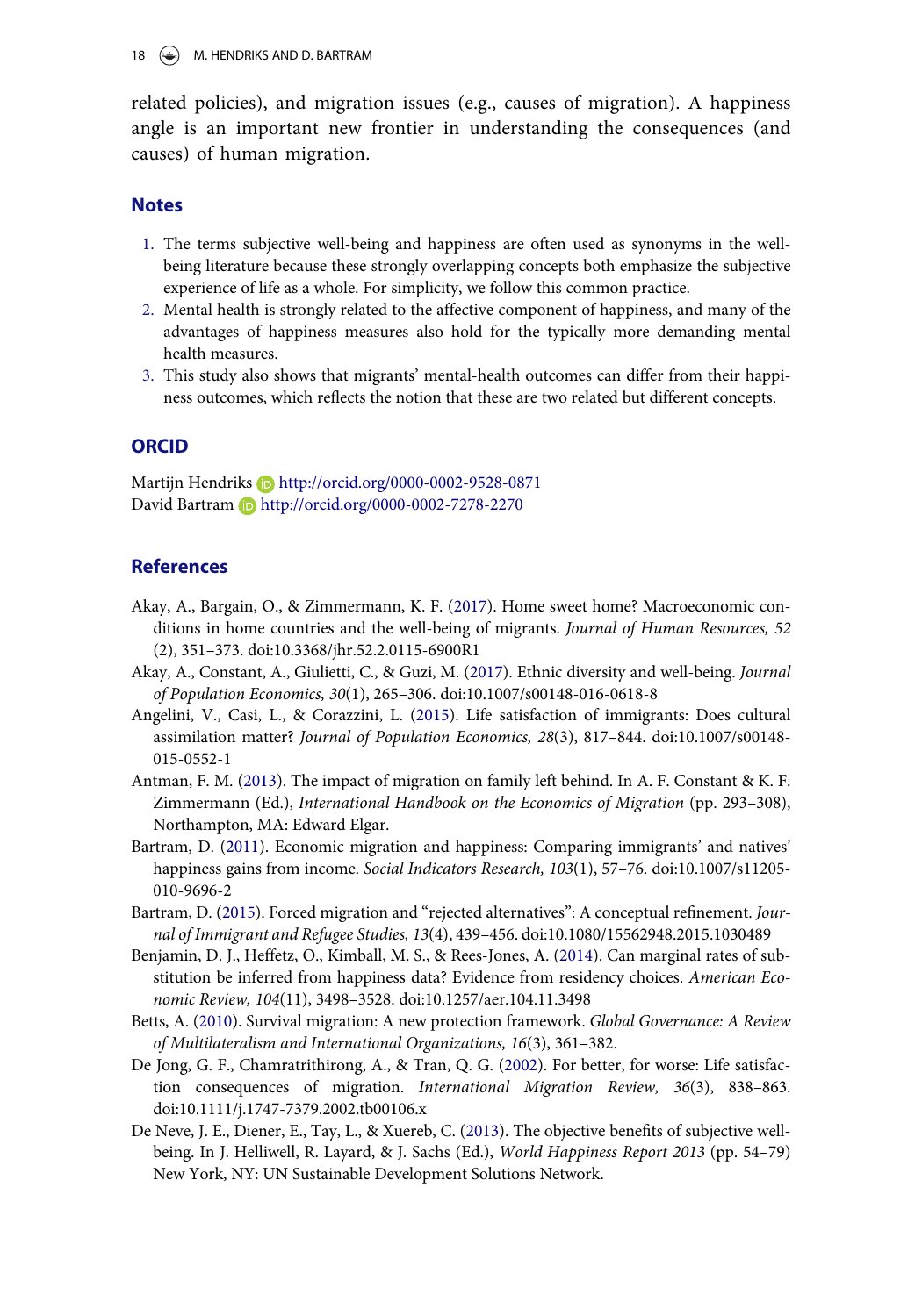related policies), and migration issues (e.g., causes of migration). A happiness angle is an important new frontier in understanding the consequences (and causes) of human migration.

## Notes

1. The terms subjective well-being and happiness are often used as synonyms in the well-being literature because these strongly overlapping concepts both emphasize the subjective experience of life as a whole. For simplicity, we follow this common practice.
2. Mental health is strongly related to the affective component of happiness, and many of the advantages of happiness measures also hold for the typically more demanding mental health measures.
3. This study also shows that migrants' mental-health outcomes can differ from their happiness outcomes, which reflects the notion that these are two related but different concepts.

## ORCID

Martijn Hendriks http://orcid.org/0000-0002-9528-0871
David Bartram http://orcid.org/0000-0002-7278-2270

## References

Akay, A., Bargain, O., & Zimmermann, K. F. (2017). Home sweet home? Macroeconomic conditions in home countries and the well-being of migrants. *Journal of Human Resources, 52* (2), 351–373. doi:10.3368/jhr.52.2.0115-6900R1

Akay, A., Constant, A., Giulietti, C., & Guzi, M. (2017). Ethnic diversity and well-being. *Journal of Population Economics, 30*(1), 265–306. doi:10.1007/s00148-016-0618-8

Angelini, V., Casi, L., & Corazzini, L. (2015). Life satisfaction of immigrants: Does cultural assimilation matter? *Journal of Population Economics, 28*(3), 817–844. doi:10.1007/s00148-015-0552-1

Antman, F. M. (2013). The impact of migration on family left behind. In A. F. Constant & K. F. Zimmermann (Ed.), *International Handbook on the Economics of Migration* (pp. 293–308), Northampton, MA: Edward Elgar.

Bartram, D. (2011). Economic migration and happiness: Comparing immigrants' and natives' happiness gains from income. *Social Indicators Research, 103*(1), 57–76. doi:10.1007/s11205-010-9696-2

Bartram, D. (2015). Forced migration and "rejected alternatives": A conceptual refinement. *Journal of Immigrant and Refugee Studies, 13*(4), 439–456. doi:10.1080/15562948.2015.1030489

Benjamin, D. J., Heffetz, O., Kimball, M. S., & Rees-Jones, A. (2014). Can marginal rates of substitution be inferred from happiness data? Evidence from residency choices. *American Economic Review, 104*(11), 3498–3528. doi:10.1257/aer.104.11.3498

Betts, A. (2010). Survival migration: A new protection framework. *Global Governance: A Review of Multilateralism and International Organizations, 16*(3), 361–382.

De Jong, G. F., Chamratrithirong, A., & Tran, Q. G. (2002). For better, for worse: Life satisfaction consequences of migration. *International Migration Review, 36*(3), 838–863. doi:10.1111/j.1747-7379.2002.tb00106.x

De Neve, J. E., Diener, E., Tay, L., & Xuereb, C. (2013). The objective benefits of subjective well-being. In J. Helliwell, R. Layard, & J. Sachs (Ed.), *World Happiness Report 2013* (pp. 54–79) New York, NY: UN Sustainable Development Solutions Network.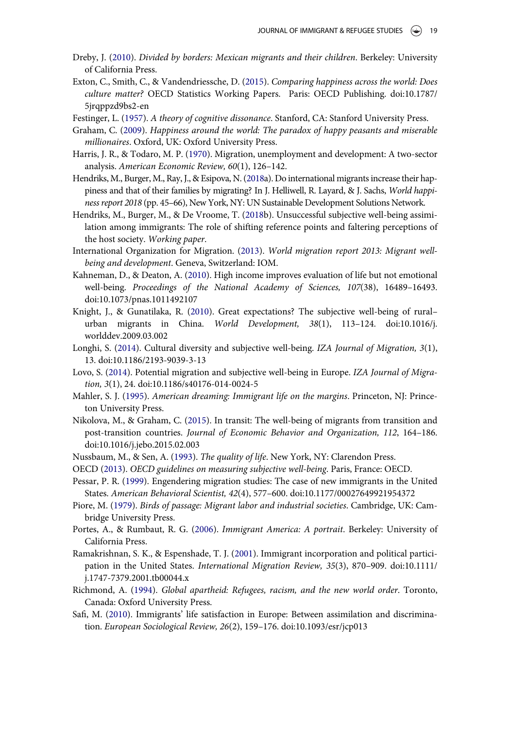Dreby, J. (2010). *Divided by borders: Mexican migrants and their children*. Berkeley: University of California Press.

Exton, C., Smith, C., & Vandendriessche, D. (2015). *Comparing happiness across the world: Does culture matter?* OECD Statistics Working Papers. Paris: OECD Publishing. doi:10.1787/5jrqppzd9bs2-en

Festinger, L. (1957). *A theory of cognitive dissonance*. Stanford, CA: Stanford University Press.

Graham, C. (2009). *Happiness around the world: The paradox of happy peasants and miserable millionaires*. Oxford, UK: Oxford University Press.

Harris, J. R., & Todaro, M. P. (1970). Migration, unemployment and development: A two-sector analysis. *American Economic Review, 60*(1), 126–142.

Hendriks, M., Burger, M., Ray, J., & Esipova, N. (2018a). Do international migrants increase their happiness and that of their families by migrating? In J. Helliwell, R. Layard, & J. Sachs, *World happiness report 2018* (pp. 45–66), New York, NY: UN Sustainable Development Solutions Network.

Hendriks, M., Burger, M., & De Vroome, T. (2018b). Unsuccessful subjective well-being assimilation among immigrants: The role of shifting reference points and faltering perceptions of the host society. *Working paper*.

International Organization for Migration. (2013). *World migration report 2013: Migrant well-being and development*. Geneva, Switzerland: IOM.

Kahneman, D., & Deaton, A. (2010). High income improves evaluation of life but not emotional well-being. *Proceedings of the National Academy of Sciences, 107*(38), 16489–16493. doi:10.1073/pnas.1011492107

Knight, J., & Gunatilaka, R. (2010). Great expectations? The subjective well-being of rural–urban migrants in China. *World Development, 38*(1), 113–124. doi:10.1016/j.worlddev.2009.03.002

Longhi, S. (2014). Cultural diversity and subjective well-being. *IZA Journal of Migration, 3*(1), 13. doi:10.1186/2193-9039-3-13

Lovo, S. (2014). Potential migration and subjective well-being in Europe. *IZA Journal of Migration, 3*(1), 24. doi:10.1186/s40176-014-0024-5

Mahler, S. J. (1995). *American dreaming: Immigrant life on the margins*. Princeton, NJ: Princeton University Press.

Nikolova, M., & Graham, C. (2015). In transit: The well-being of migrants from transition and post-transition countries. *Journal of Economic Behavior and Organization, 112*, 164–186. doi:10.1016/j.jebo.2015.02.003

Nussbaum, M., & Sen, A. (1993). *The quality of life*. New York, NY: Clarendon Press.

OECD (2013). *OECD guidelines on measuring subjective well-being*. Paris, France: OECD.

Pessar, P. R. (1999). Engendering migration studies: The case of new immigrants in the United States. *American Behavioral Scientist, 42*(4), 577–600. doi:10.1177/00027649921954372

Piore, M. (1979). *Birds of passage: Migrant labor and industrial societies*. Cambridge, UK: Cambridge University Press.

Portes, A., & Rumbaut, R. G. (2006). *Immigrant America: A portrait*. Berkeley: University of California Press.

Ramakrishnan, S. K., & Espenshade, T. J. (2001). Immigrant incorporation and political participation in the United States. *International Migration Review, 35*(3), 870–909. doi:10.1111/j.1747-7379.2001.tb00044.x

Richmond, A. (1994). *Global apartheid: Refugees, racism, and the new world order*. Toronto, Canada: Oxford University Press.

Safi, M. (2010). Immigrants' life satisfaction in Europe: Between assimilation and discrimination. *European Sociological Review, 26*(2), 159–176. doi:10.1093/esr/jcp013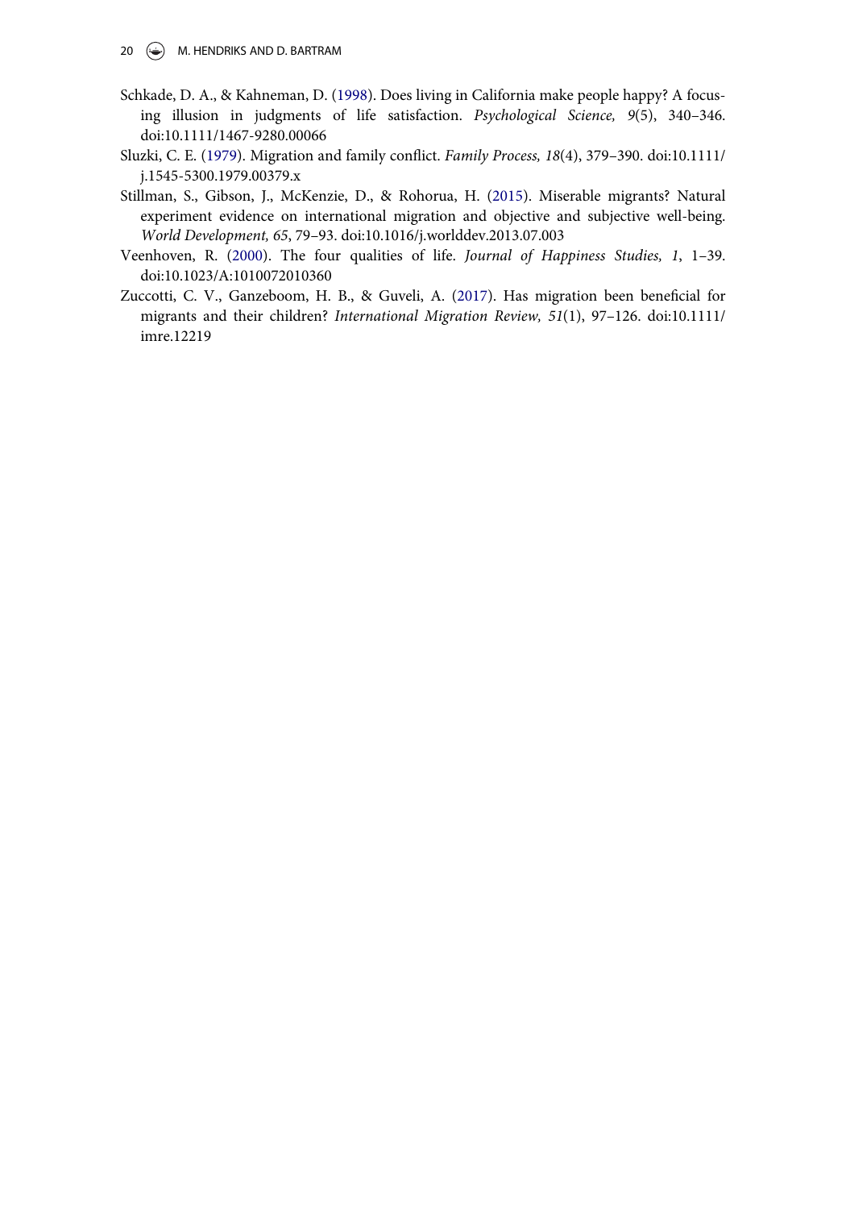Schkade, D. A., & Kahneman, D. (1998). Does living in California make people happy? A focusing illusion in judgments of life satisfaction. *Psychological Science, 9*(5), 340–346. doi:10.1111/1467-9280.00066

Sluzki, C. E. (1979). Migration and family conflict. *Family Process, 18*(4), 379–390. doi:10.1111/j.1545-5300.1979.00379.x

Stillman, S., Gibson, J., McKenzie, D., & Rohorua, H. (2015). Miserable migrants? Natural experiment evidence on international migration and objective and subjective well-being. *World Development, 65*, 79–93. doi:10.1016/j.worlddev.2013.07.003

Veenhoven, R. (2000). The four qualities of life. *Journal of Happiness Studies, 1*, 1–39. doi:10.1023/A:1010072010360

Zuccotti, C. V., Ganzeboom, H. B., & Guveli, A. (2017). Has migration been beneficial for migrants and their children? *International Migration Review, 51*(1), 97–126. doi:10.1111/imre.12219